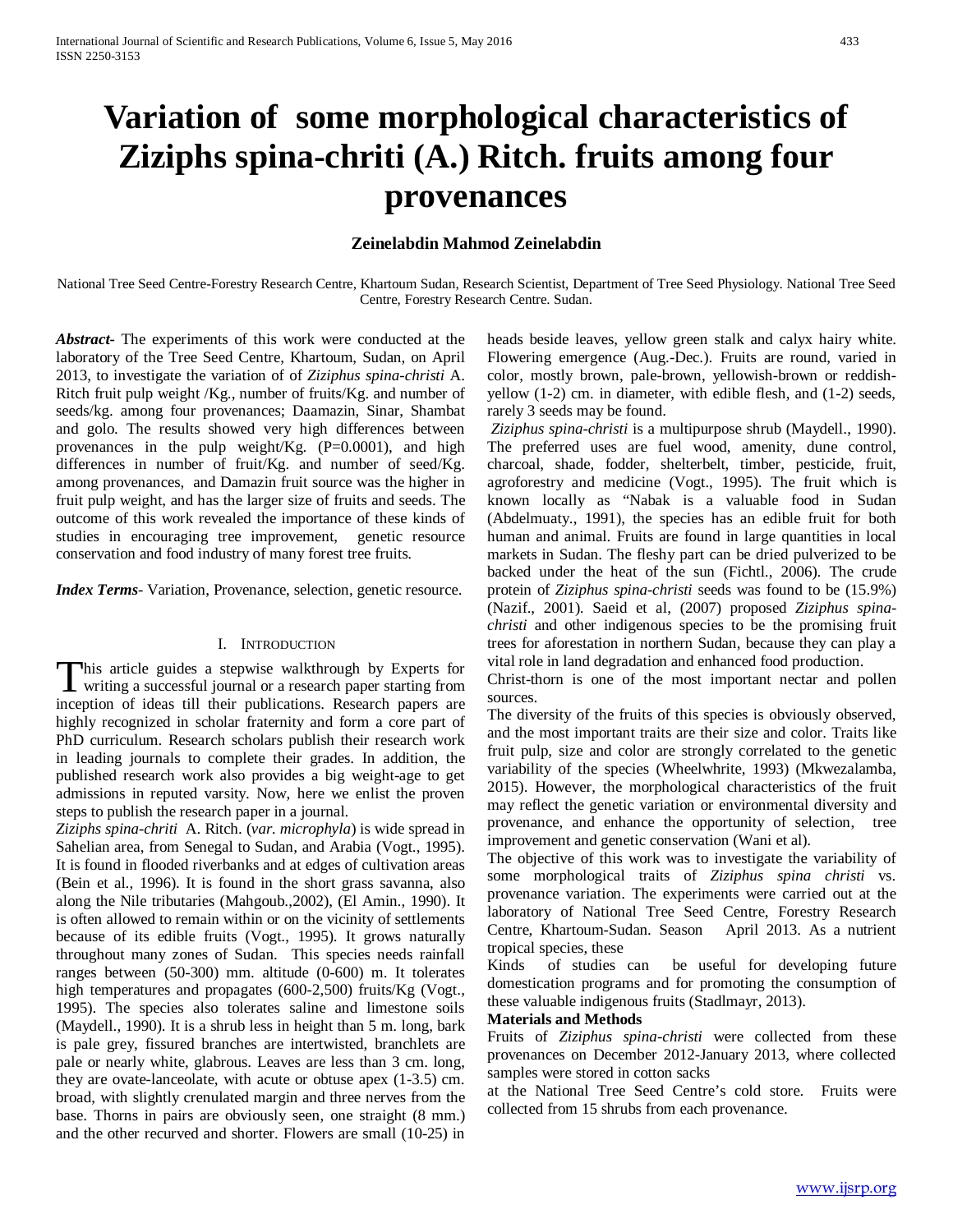# Variation of some morphological characteristics of Ziziphs spina-chriti (A.) Ritch. fruits among four provenances

**Zeinelabdin Mahmod Zeinelabdin**

National Tree Seed Centre-Forestry Research Centre, Khartoum Sudan, Research Scientist, Department of Tree Seed Physiology. National Tree Seed Centre, Forestry Research Centre. Sudan.

***Abstract-*** The experiments of this work were conducted at the laboratory of the Tree Seed Centre, Khartoum, Sudan, on April 2013, to investigate the variation of of *Ziziphus spina-christi* A. Ritch fruit pulp weight /Kg., number of fruits/Kg. and number of seeds/kg. among four provenances; Daamazin, Sinar, Shambat and golo. The results showed very high differences between provenances in the pulp weight/Kg. (P=0.0001), and high differences in number of fruit/Kg. and number of seed/Kg. among provenances, and Damazin fruit source was the higher in fruit pulp weight, and has the larger size of fruits and seeds. The outcome of this work revealed the importance of these kinds of studies in encouraging tree improvement, genetic resource conservation and food industry of many forest tree fruits.

***Index Terms-*** Variation, Provenance, selection, genetic resource.

## I. Introduction

This article guides a stepwise walkthrough by Experts for writing a successful journal or a research paper starting from inception of ideas till their publications. Research papers are highly recognized in scholar fraternity and form a core part of PhD curriculum. Research scholars publish their research work in leading journals to complete their grades. In addition, the published research work also provides a big weight-age to get admissions in reputed varsity. Now, here we enlist the proven steps to publish the research paper in a journal.

*Ziziphs spina-chriti* A. Ritch. (*var. microphyla*) is wide spread in Sahelian area, from Senegal to Sudan, and Arabia (Vogt., 1995). It is found in flooded riverbanks and at edges of cultivation areas (Bein et al., 1996). It is found in the short grass savanna, also along the Nile tributaries (Mahgoub.,2002), (El Amin., 1990). It is often allowed to remain within or on the vicinity of settlements because of its edible fruits (Vogt., 1995). It grows naturally throughout many zones of Sudan. This species needs rainfall ranges between (50-300) mm. altitude (0-600) m. It tolerates high temperatures and propagates (600-2,500) fruits/Kg (Vogt., 1995). The species also tolerates saline and limestone soils (Maydell., 1990). It is a shrub less in height than 5 m. long, bark is pale grey, fissured branches are intertwisted, branchlets are pale or nearly white, glabrous. Leaves are less than 3 cm. long, they are ovate-lanceolate, with acute or obtuse apex (1-3.5) cm. broad, with slightly crenulated margin and three nerves from the base. Thorns in pairs are obviously seen, one straight (8 mm.) and the other recurved and shorter. Flowers are small (10-25) in heads beside leaves, yellow green stalk and calyx hairy white. Flowering emergence (Aug.-Dec.). Fruits are round, varied in color, mostly brown, pale-brown, yellowish-brown or reddish-yellow (1-2) cm. in diameter, with edible flesh, and (1-2) seeds, rarely 3 seeds may be found.

*Ziziphus spina-christi* is a multipurpose shrub (Maydell., 1990). The preferred uses are fuel wood, amenity, dune control, charcoal, shade, fodder, shelterbelt, timber, pesticide, fruit, agroforestry and medicine (Vogt., 1995). The fruit which is known locally as "Nabak is a valuable food in Sudan (Abdelmuaty., 1991), the species has an edible fruit for both human and animal. Fruits are found in large quantities in local markets in Sudan. The fleshy part can be dried pulverized to be backed under the heat of the sun (Fichtl., 2006). The crude protein of *Ziziphus spina-christi* seeds was found to be (15.9%) (Nazif., 2001). Saeid et al, (2007) proposed *Ziziphus spina-christi* and other indigenous species to be the promising fruit trees for aforestation in northern Sudan, because they can play a vital role in land degradation and enhanced food production.

Christ-thorn is one of the most important nectar and pollen sources.

The diversity of the fruits of this species is obviously observed, and the most important traits are their size and color. Traits like fruit pulp, size and color are strongly correlated to the genetic variability of the species (Wheelwhrite, 1993) (Mkwezalamba, 2015). However, the morphological characteristics of the fruit may reflect the genetic variation or environmental diversity and provenance, and enhance the opportunity of selection, tree improvement and genetic conservation (Wani et al).

The objective of this work was to investigate the variability of some morphological traits of *Ziziphus spina christi* vs. provenance variation. The experiments were carried out at the laboratory of National Tree Seed Centre, Forestry Research Centre, Khartoum-Sudan. Season April 2013. As a nutrient tropical species, these

Kinds of studies can be useful for developing future domestication programs and for promoting the consumption of these valuable indigenous fruits (Stadlmayr, 2013).

**Materials and Methods**

Fruits of *Ziziphus spina-christi* were collected from these provenances on December 2012-January 2013, where collected samples were stored in cotton sacks

at the National Tree Seed Centre's cold store. Fruits were collected from 15 shrubs from each provenance.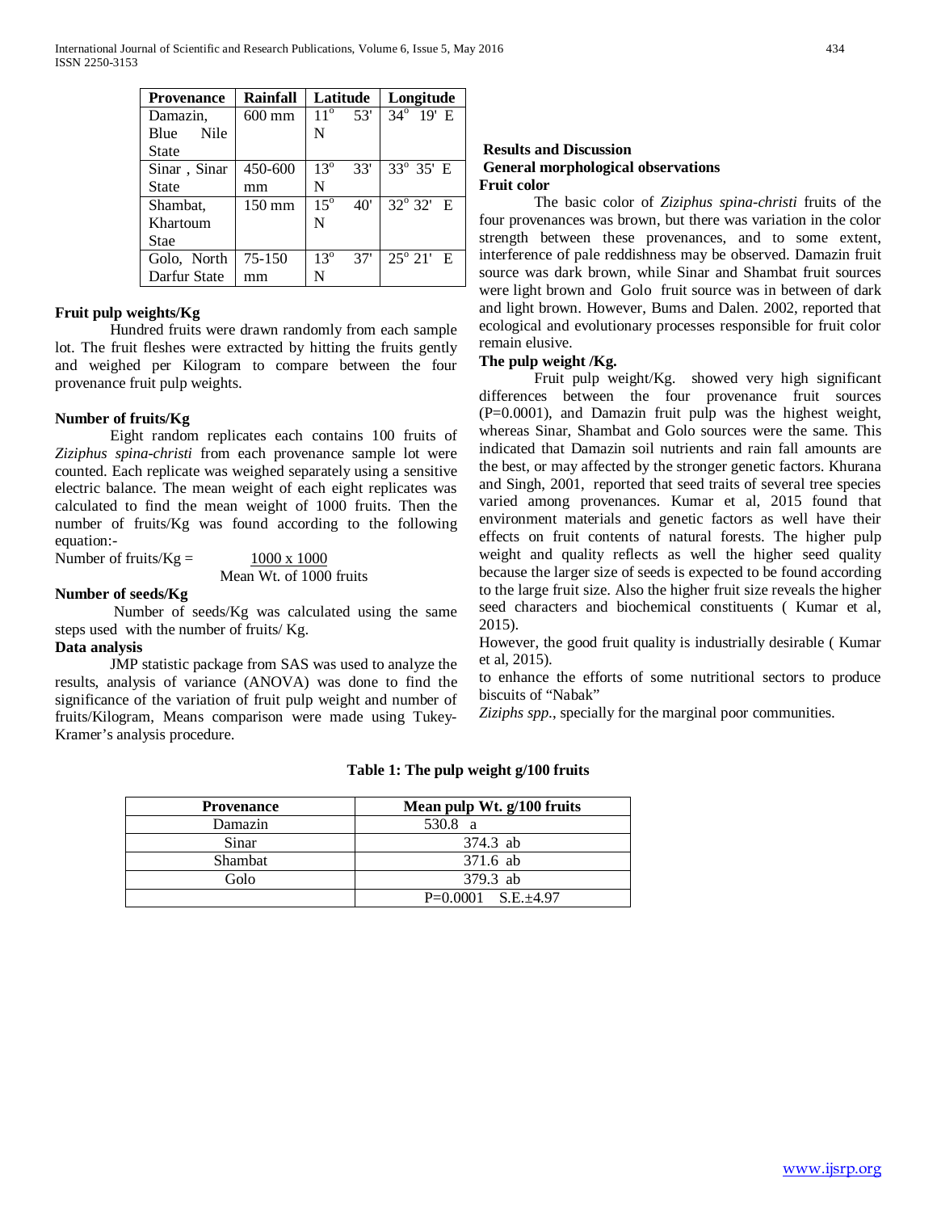| Provenance | Rainfall | Latitude | Longitude |
|---|---|---|---|
| Damazin, Blue Nile State | 600 mm | $11^{o}$ 53' N | $34^{o}$ 19' E |
| Sinar , Sinar State | 450-600 mm | $13^{o}$ 33' N | $33^{o}$ 35' E |
| Shambat, Khartoum Stae | 150 mm | $15^{o}$ 40' N | $32^{o}$ 32' E |
| Golo, North Darfur State | 75-150 mm | $13^{o}$ 37' N | $25^{o}$ 21' E |

**Fruit pulp weights/Kg**

Hundred fruits were drawn randomly from each sample lot. The fruit fleshes were extracted by hitting the fruits gently and weighed per Kilogram to compare between the four provenance fruit pulp weights.

**Number of fruits/Kg**

Eight random replicates each contains 100 fruits of *Ziziphus spina-christi* from each provenance sample lot were counted. Each replicate was weighed separately using a sensitive electric balance. The mean weight of each eight replicates was calculated to find the mean weight of 1000 fruits. Then the number of fruits/Kg was found according to the following equation:-

$$\text{Number of fruits/Kg} = \frac{1000 \times 1000}{\text{Mean Wt. of 1000 fruits}}$$

**Number of seeds/Kg**

Number of seeds/Kg was calculated using the same steps used with the number of fruits/ Kg.

**Data analysis**

JMP statistic package from SAS was used to analyze the results, analysis of variance (ANOVA) was done to find the significance of the variation of fruit pulp weight and number of fruits/Kilogram, Means comparison were made using Tukey-Kramer's analysis procedure.

**Results and Discussion**

**General morphological observations**

**Fruit color**

The basic color of *Ziziphus spina-christi* fruits of the four provenances was brown, but there was variation in the color strength between these provenances, and to some extent, interference of pale reddishness may be observed. Damazin fruit source was dark brown, while Sinar and Shambat fruit sources were light brown and Golo fruit source was in between of dark and light brown. However, Bums and Dalen. 2002, reported that ecological and evolutionary processes responsible for fruit color remain elusive.

**The pulp weight /Kg.**

Fruit pulp weight/Kg. showed very high significant differences between the four provenance fruit sources (P=0.0001), and Damazin fruit pulp was the highest weight, whereas Sinar, Shambat and Golo sources were the same. This indicated that Damazin soil nutrients and rain fall amounts are the best, or may affected by the stronger genetic factors. Khurana and Singh, 2001, reported that seed traits of several tree species varied among provenances. Kumar et al, 2015 found that environment materials and genetic factors as well have their effects on fruit contents of natural forests. The higher pulp weight and quality reflects as well the higher seed quality because the larger size of seeds is expected to be found according to the large fruit size. Also the higher fruit size reveals the higher seed characters and biochemical constituents ( Kumar et al, 2015).

However, the good fruit quality is industrially desirable ( Kumar et al, 2015).

to enhance the efforts of some nutritional sectors to produce biscuits of "Nabak"

*Ziziphs spp*., specially for the marginal poor communities.

**Table 1: The pulp weight g/100 fruits**

| Provenance | Mean pulp Wt. g/100 fruits |
|---|---|
| Damazin | 530.8 a |
| Sinar | 374.3 ab |
| Shambat | 371.6 ab |
| Golo | 379.3 ab |
| | P=0.0001 S.E.±4.97 |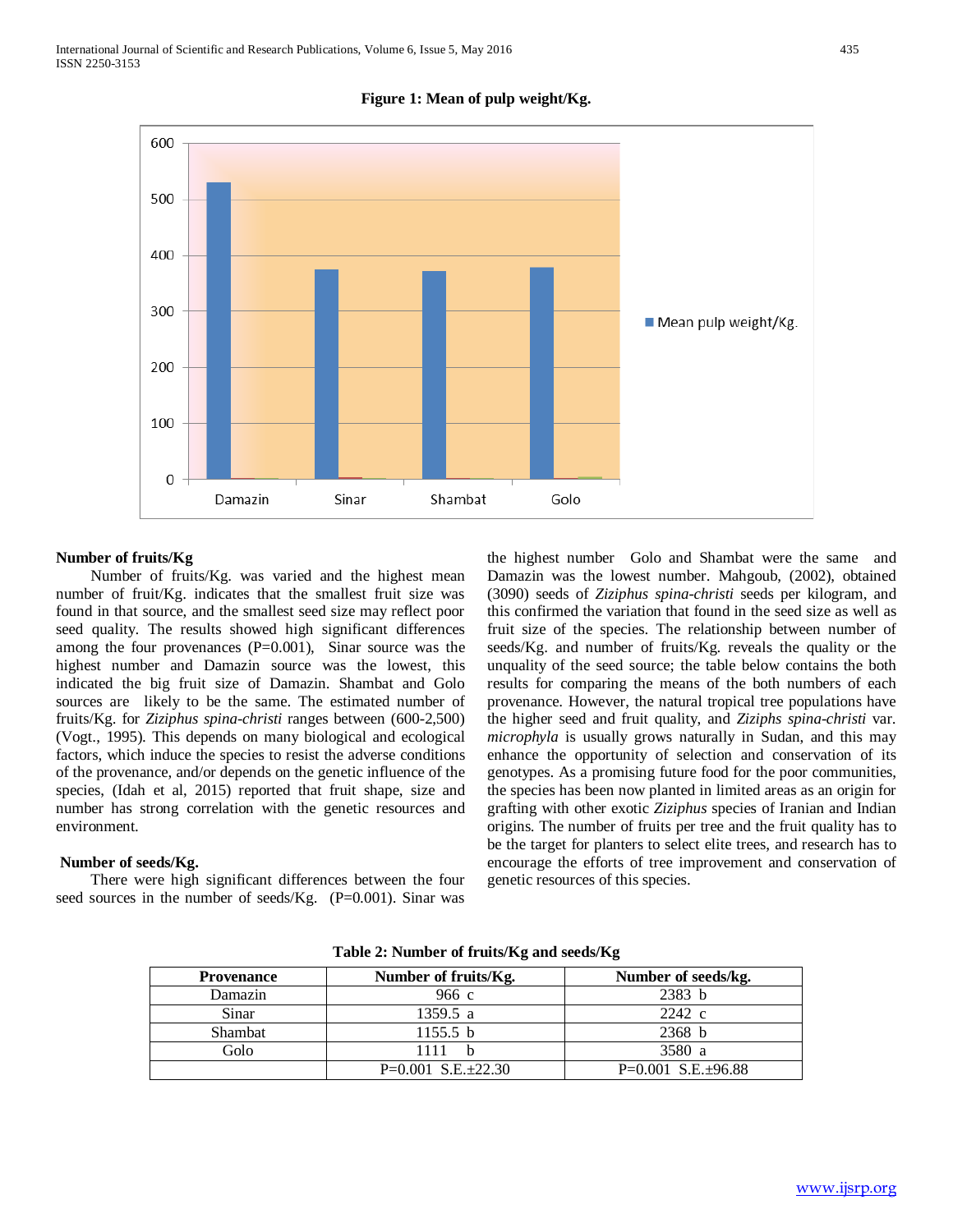**Figure 1: Mean of pulp weight/Kg.**

## Number of fruits/Kg

Number of fruits/Kg. was varied and the highest mean number of fruit/Kg. indicates that the smallest fruit size was found in that source, and the smallest seed size may reflect poor seed quality. The results showed high significant differences among the four provenances (P=0.001), Sinar source was the highest number and Damazin source was the lowest, this indicated the big fruit size of Damazin. Shambat and Golo sources are likely to be the same. The estimated number of fruits/Kg. for *Ziziphus spina-christi* ranges between (600-2,500) (Vogt., 1995). This depends on many biological and ecological factors, which induce the species to resist the adverse conditions of the provenance, and/or depends on the genetic influence of the species, (Idah et al, 2015) reported that fruit shape, size and number has strong correlation with the genetic resources and environment.

## Number of seeds/Kg.

There were high significant differences between the four seed sources in the number of seeds/Kg. (P=0.001). Sinar was the highest number Golo and Shambat were the same and Damazin was the lowest number. Mahgoub, (2002), obtained (3090) seeds of *Ziziphus spina-christi* seeds per kilogram, and this confirmed the variation that found in the seed size as well as fruit size of the species. The relationship between number of seeds/Kg. and number of fruits/Kg. reveals the quality or the unquality of the seed source; the table below contains the both results for comparing the means of the both numbers of each provenance. However, the natural tropical tree populations have the higher seed and fruit quality, and *Ziziphs spina-christi* var. *microphyla* is usually grows naturally in Sudan, and this may enhance the opportunity of selection and conservation of its genotypes. As a promising future food for the poor communities, the species has been now planted in limited areas as an origin for grafting with other exotic *Ziziphus* species of Iranian and Indian origins. The number of fruits per tree and the fruit quality has to be the target for planters to select elite trees, and research has to encourage the efforts of tree improvement and conservation of genetic resources of this species.

**Table 2: Number of fruits/Kg and seeds/Kg**

| Provenance | Number of fruits/Kg. | Number of seeds/kg. |
|---|---|---|
| Damazin | 966 c | 2383 b |
| Sinar | 1359.5 a | 2242 c |
| Shambat | 1155.5 b | 2368 b |
| Golo | 1111 b | 3580 a |
| | P=0.001 S.E.±22.30 | P=0.001 S.E.±96.88 |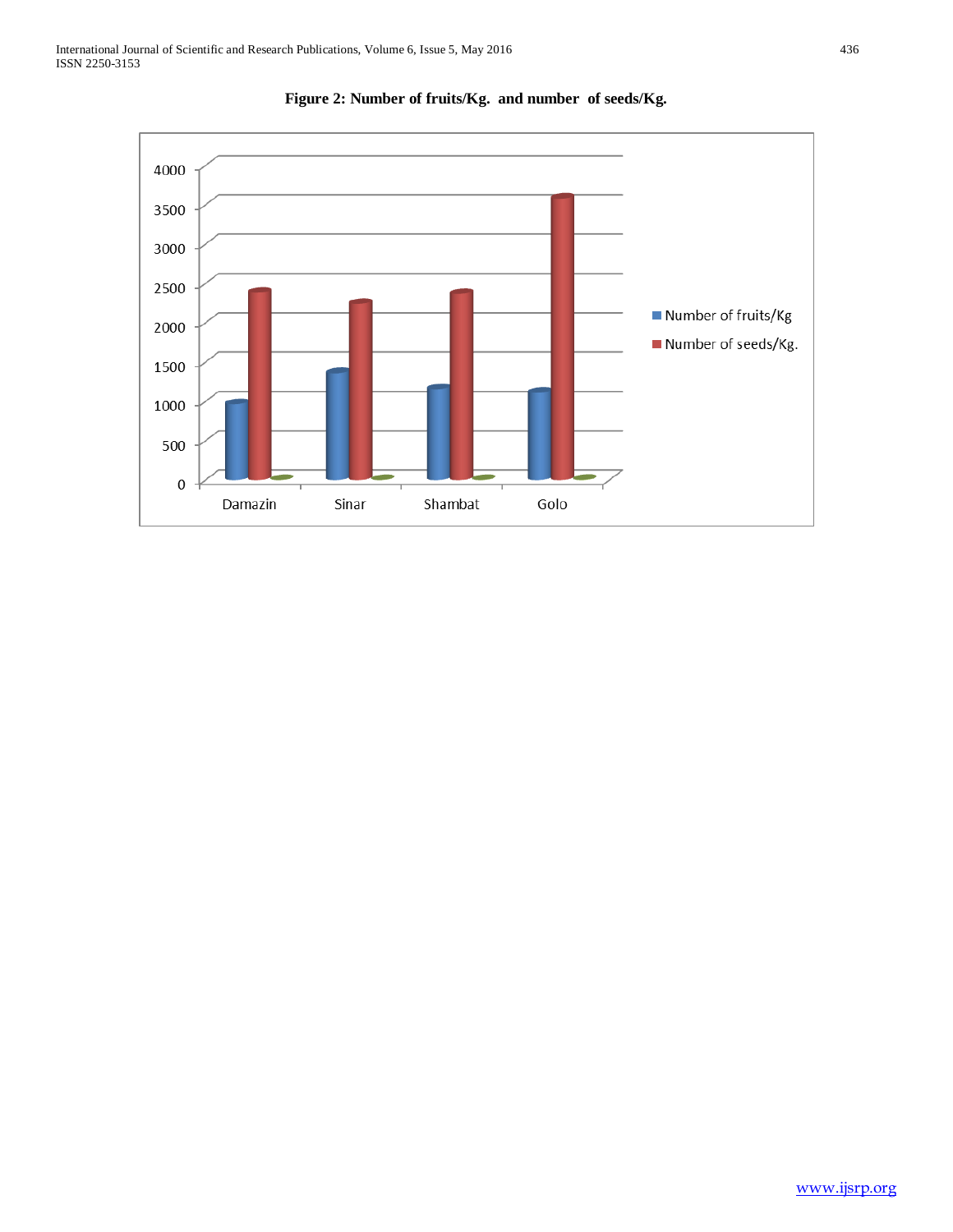**Figure 2: Number of fruits/Kg. and number of seeds/Kg.**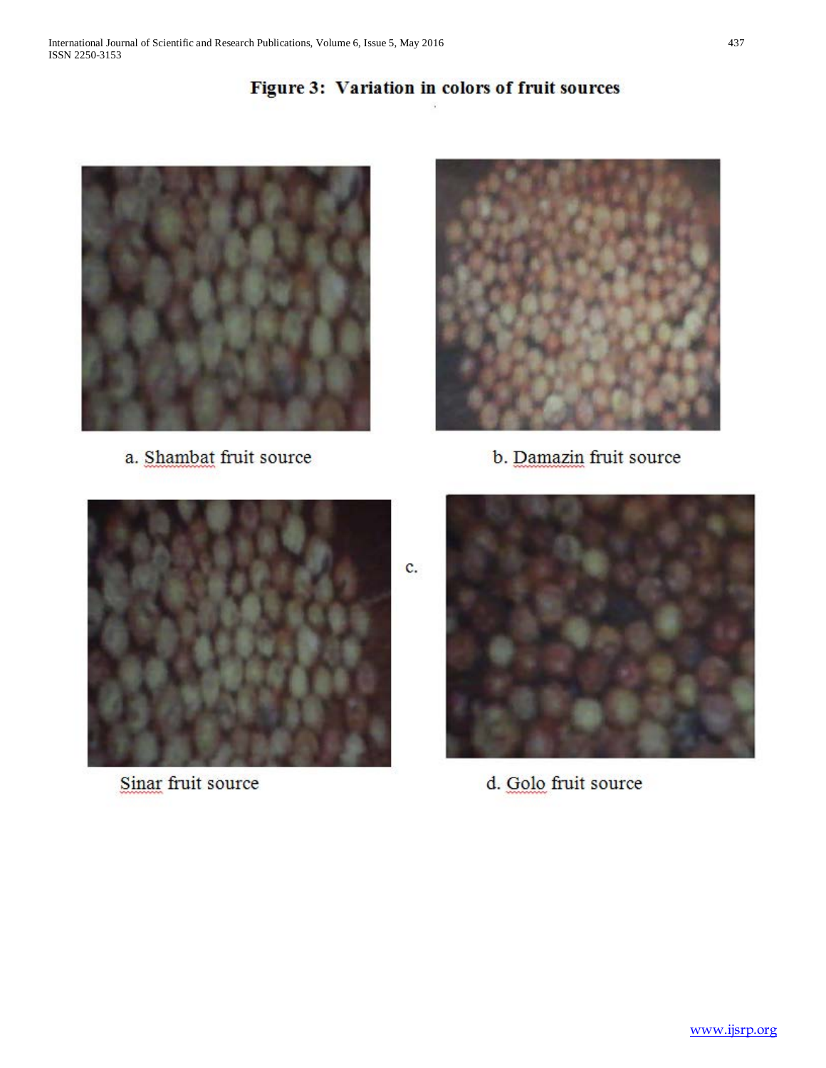**Figure 3: Variation in colors of fruit sources**

a. Shambat fruit source

b. Damazin fruit source

c. Sinar fruit source

d. Golo fruit source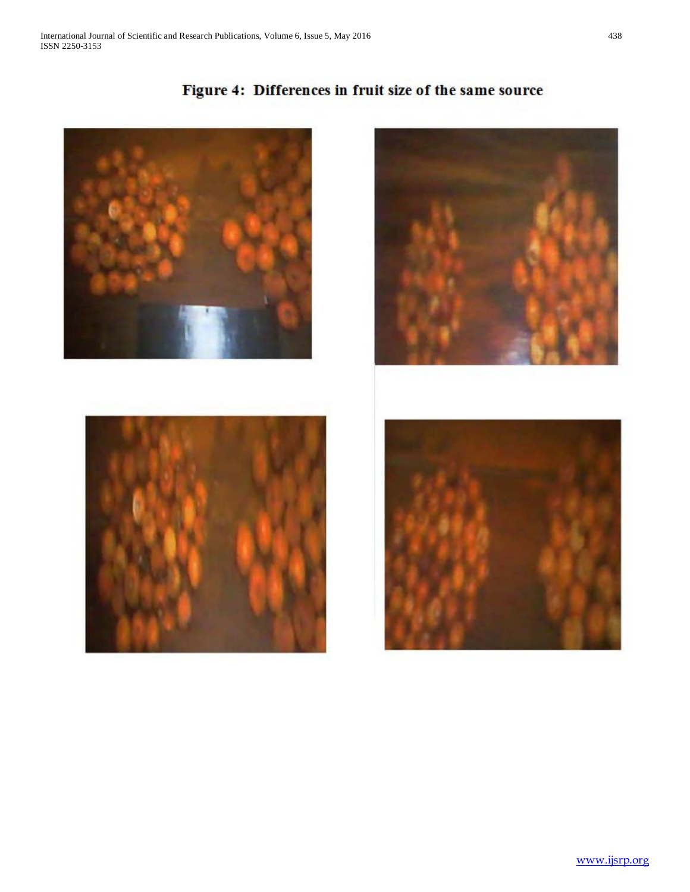**Figure 4: Differences in fruit size of the same source**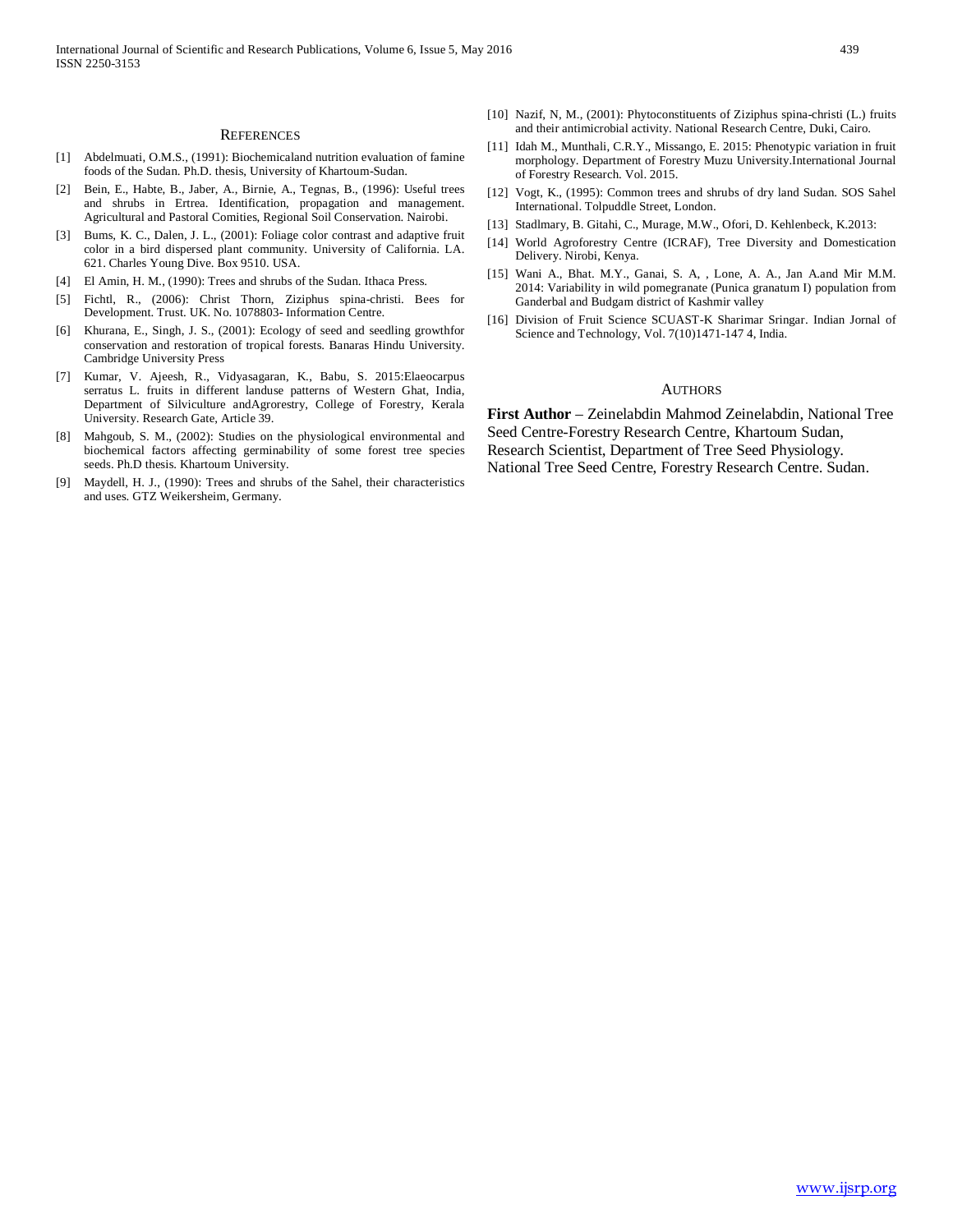## REFERENCES

[1] Abdelmuati, O.M.S., (1991): Biochemicaland nutrition evaluation of famine foods of the Sudan. Ph.D. thesis, University of Khartoum-Sudan.

[2] Bein, E., Habte, B., Jaber, A., Birnie, A., Tegnas, B., (1996): Useful trees and shrubs in Ertrea. Identification, propagation and management. Agricultural and Pastoral Comities, Regional Soil Conservation. Nairobi.

[3] Bums, K. C., Dalen, J. L., (2001): Foliage color contrast and adaptive fruit color in a bird dispersed plant community. University of California. LA. 621. Charles Young Dive. Box 9510. USA.

[4] El Amin, H. M., (1990): Trees and shrubs of the Sudan. Ithaca Press.

[5] Fichtl, R., (2006): Christ Thorn, Ziziphus spina-christi. Bees for Development. Trust. UK. No. 1078803- Information Centre.

[6] Khurana, E., Singh, J. S., (2001): Ecology of seed and seedling growthfor conservation and restoration of tropical forests. Banaras Hindu University. Cambridge University Press

[7] Kumar, V. Ajeesh, R., Vidyasagaran, K., Babu, S. 2015:Elaeocarpus serratus L. fruits in different landuse patterns of Western Ghat, India, Department of Silviculture andAgrorestry, College of Forestry, Kerala University. Research Gate, Article 39.

[8] Mahgoub, S. M., (2002): Studies on the physiological environmental and biochemical factors affecting germinability of some forest tree species seeds. Ph.D thesis. Khartoum University.

[9] Maydell, H. J., (1990): Trees and shrubs of the Sahel, their characteristics and uses. GTZ Weikersheim, Germany.

[10] Nazif, N, M., (2001): Phytoconstituents of Ziziphus spina-christi (L.) fruits and their antimicrobial activity. National Research Centre, Duki, Cairo.

[11] Idah M., Munthali, C.R.Y., Missango, E. 2015: Phenotypic variation in fruit morphology. Department of Forestry Muzu University.International Journal of Forestry Research. Vol. 2015.

[12] Vogt, K., (1995): Common trees and shrubs of dry land Sudan. SOS Sahel International. Tolpuddle Street, London.

[13] Stadlmary, B. Gitahi, C., Murage, M.W., Ofori, D. Kehlenbeck, K.2013:

[14] World Agroforestry Centre (ICRAF), Tree Diversity and Domestication Delivery. Nirobi, Kenya.

[15] Wani A., Bhat. M.Y., Ganai, S. A, , Lone, A. A., Jan A.and Mir M.M. 2014: Variability in wild pomegranate (Punica granatum I) population from Ganderbal and Budgam district of Kashmir valley

[16] Division of Fruit Science SCUAST-K Sharimar Sringar. Indian Jornal of Science and Technology, Vol. 7(10)1471-147 4, India.

## AUTHORS

**First Author** – Zeinelabdin Mahmod Zeinelabdin, National Tree Seed Centre-Forestry Research Centre, Khartoum Sudan, Research Scientist, Department of Tree Seed Physiology. National Tree Seed Centre, Forestry Research Centre. Sudan.